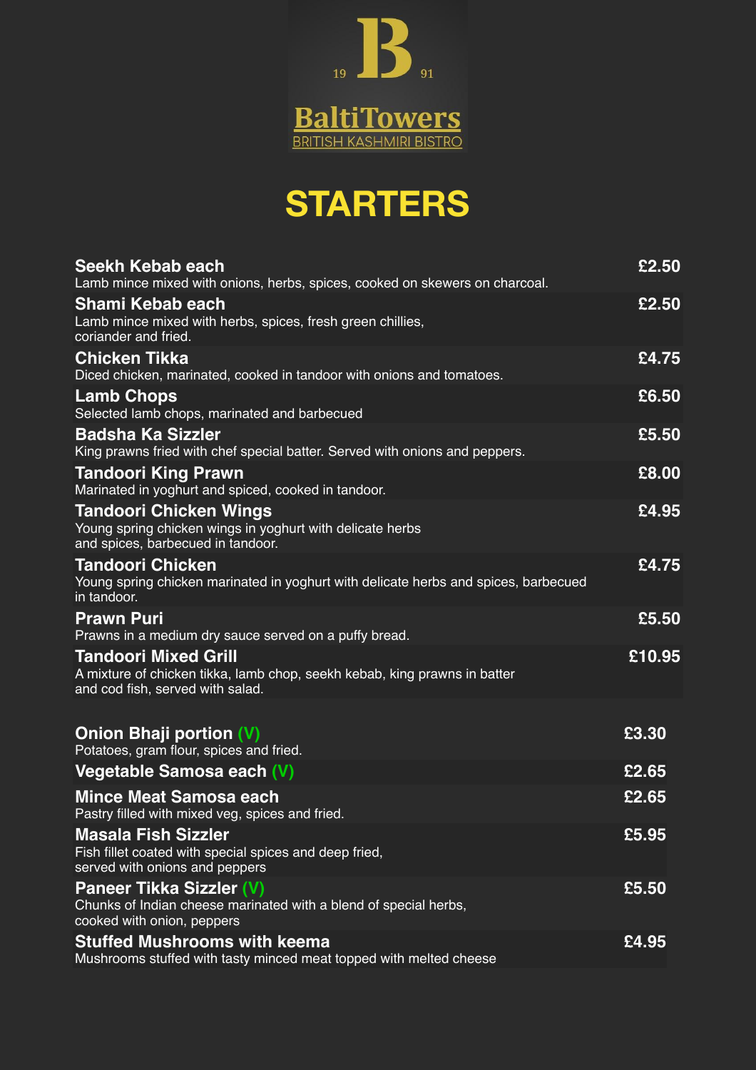19 B 91

BaltiTowers

BRITISH KASHMIRI BISTRO

# STARTERS

**Seekh Kebab each** — £2.50
Lamb mince mixed with onions, herbs, spices, cooked on skewers on charcoal.

**Shami Kebab each** — £2.50
Lamb mince mixed with herbs, spices, fresh green chillies, coriander and fried.

**Chicken Tikka** — £4.75
Diced chicken, marinated, cooked in tandoor with onions and tomatoes.

**Lamb Chops** — £6.50
Selected lamb chops, marinated and barbecued

**Badsha Ka Sizzler** — £5.50
King prawns fried with chef special batter. Served with onions and peppers.

**Tandoori King Prawn** — £8.00
Marinated in yoghurt and spiced, cooked in tandoor.

**Tandoori Chicken Wings** — £4.95
Young spring chicken wings in yoghurt with delicate herbs and spices, barbecued in tandoor.

**Tandoori Chicken** — £4.75
Young spring chicken marinated in yoghurt with delicate herbs and spices, barbecued in tandoor.

**Prawn Puri** — £5.50
Prawns in a medium dry sauce served on a puffy bread.

**Tandoori Mixed Grill** — £10.95
A mixture of chicken tikka, lamb chop, seekh kebab, king prawns in batter and cod fish, served with salad.

**Onion Bhaji portion (V)** — £3.30
Potatoes, gram flour, spices and fried.

**Vegetable Samosa each (V)** — £2.65

**Mince Meat Samosa each** — £2.65
Pastry filled with mixed veg, spices and fried.

**Masala Fish Sizzler** — £5.95
Fish fillet coated with special spices and deep fried, served with onions and peppers

**Paneer Tikka Sizzler (V)** — £5.50
Chunks of Indian cheese marinated with a blend of special herbs, cooked with onion, peppers

**Stuffed Mushrooms with keema** — £4.95
Mushrooms stuffed with tasty minced meat topped with melted cheese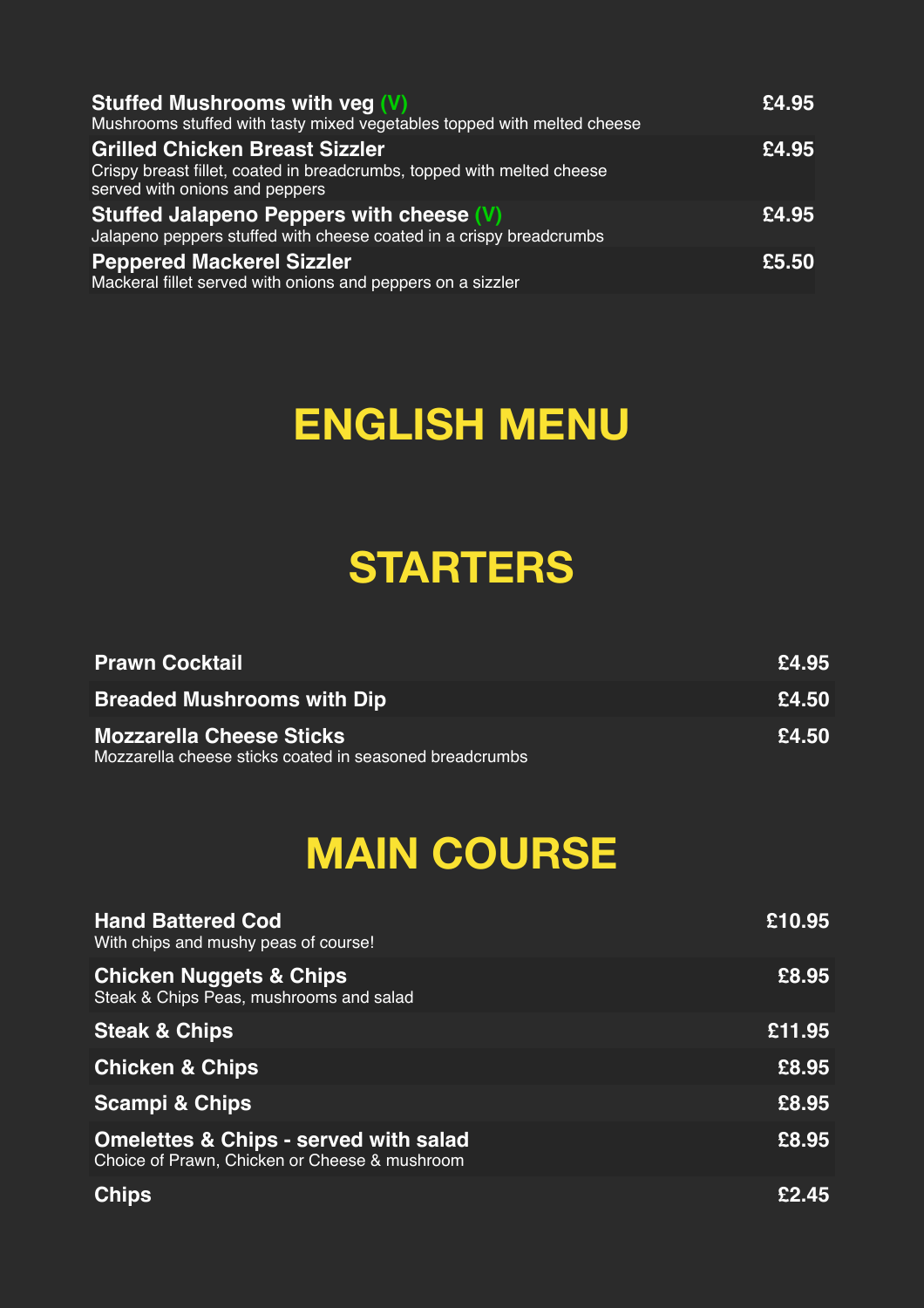**Stuffed Mushrooms with veg (V)** — £4.95
Mushrooms stuffed with tasty mixed vegetables topped with melted cheese

**Grilled Chicken Breast Sizzler** — £4.95
Crispy breast fillet, coated in breadcrumbs, topped with melted cheese served with onions and peppers

**Stuffed Jalapeno Peppers with cheese (V)** — £4.95
Jalapeno peppers stuffed with cheese coated in a crispy breadcrumbs

**Peppered Mackerel Sizzler** — £5.50
Mackeral fillet served with onions and peppers on a sizzler

# ENGLISH MENU

## STARTERS

**Prawn Cocktail** — £4.95

**Breaded Mushrooms with Dip** — £4.50

**Mozzarella Cheese Sticks** — £4.50
Mozzarella cheese sticks coated in seasoned breadcrumbs

## MAIN COURSE

**Hand Battered Cod** — £10.95
With chips and mushy peas of course!

**Chicken Nuggets & Chips** — £8.95
Steak & Chips Peas, mushrooms and salad

**Steak & Chips** — £11.95

**Chicken & Chips** — £8.95

**Scampi & Chips** — £8.95

**Omelettes & Chips - served with salad** — £8.95
Choice of Prawn, Chicken or Cheese & mushroom

**Chips** — £2.45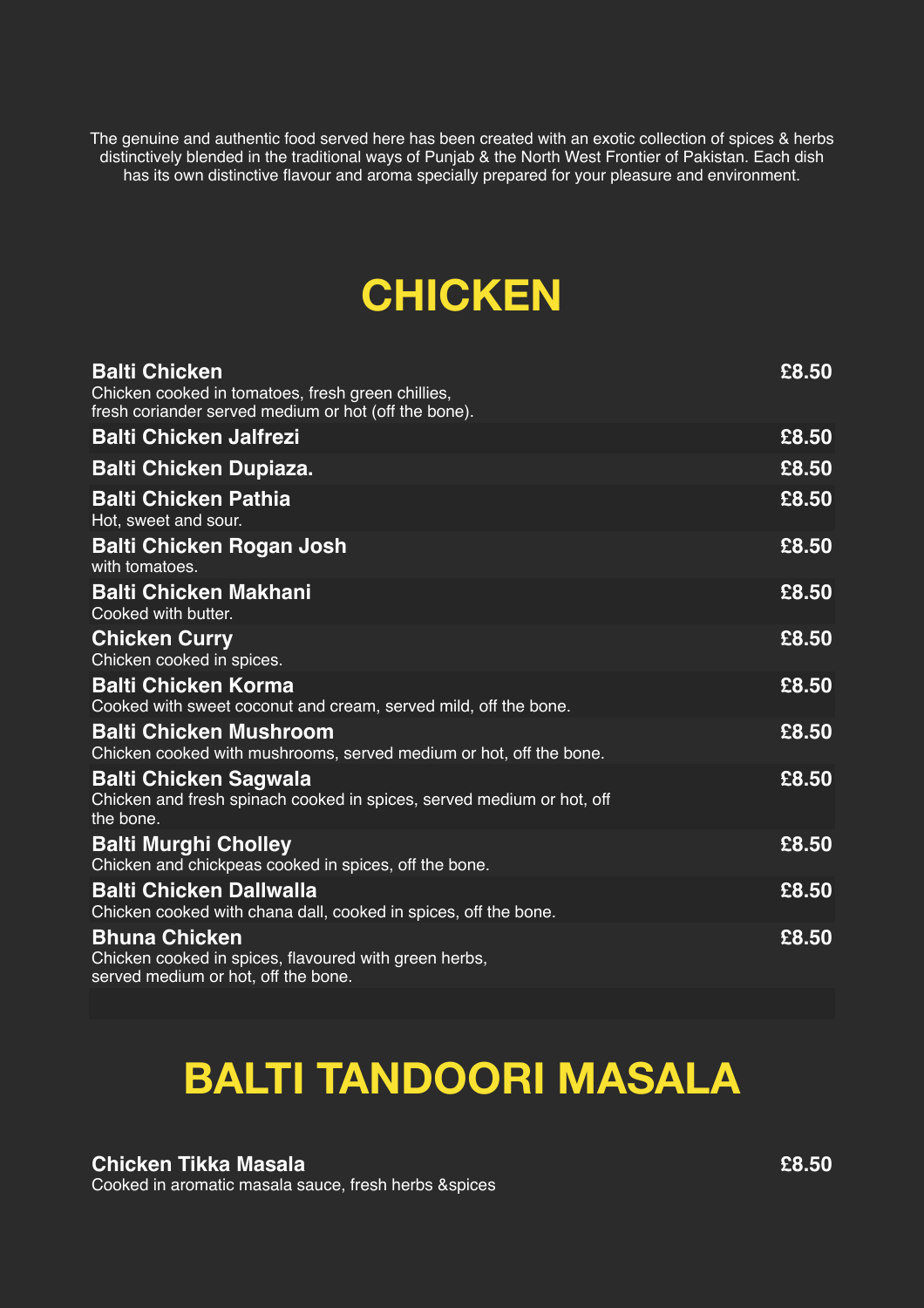The genuine and authentic food served here has been created with an exotic collection of spices & herbs distinctively blended in the traditional ways of Punjab & the North West Frontier of Pakistan. Each dish has its own distinctive flavour and aroma specially prepared for your pleasure and environment.

# CHICKEN

**Balti Chicken** — **£8.50**
Chicken cooked in tomatoes, fresh green chillies,
fresh coriander served medium or hot (off the bone).

**Balti Chicken Jalfrezi** — **£8.50**

**Balti Chicken Dupiaza.** — **£8.50**

**Balti Chicken Pathia** — **£8.50**
Hot, sweet and sour.

**Balti Chicken Rogan Josh** — **£8.50**
with tomatoes.

**Balti Chicken Makhani** — **£8.50**
Cooked with butter.

**Chicken Curry** — **£8.50**
Chicken cooked in spices.

**Balti Chicken Korma** — **£8.50**
Cooked with sweet coconut and cream, served mild, off the bone.

**Balti Chicken Mushroom** — **£8.50**
Chicken cooked with mushrooms, served medium or hot, off the bone.

**Balti Chicken Sagwala** — **£8.50**
Chicken and fresh spinach cooked in spices, served medium or hot, off the bone.

**Balti Murghi Cholley** — **£8.50**
Chicken and chickpeas cooked in spices, off the bone.

**Balti Chicken Dallwalla** — **£8.50**
Chicken cooked with chana dall, cooked in spices, off the bone.

**Bhuna Chicken** — **£8.50**
Chicken cooked in spices, flavoured with green herbs,
served medium or hot, off the bone.

# BALTI TANDOORI MASALA

**Chicken Tikka Masala** — **£8.50**
Cooked in aromatic masala sauce, fresh herbs &spices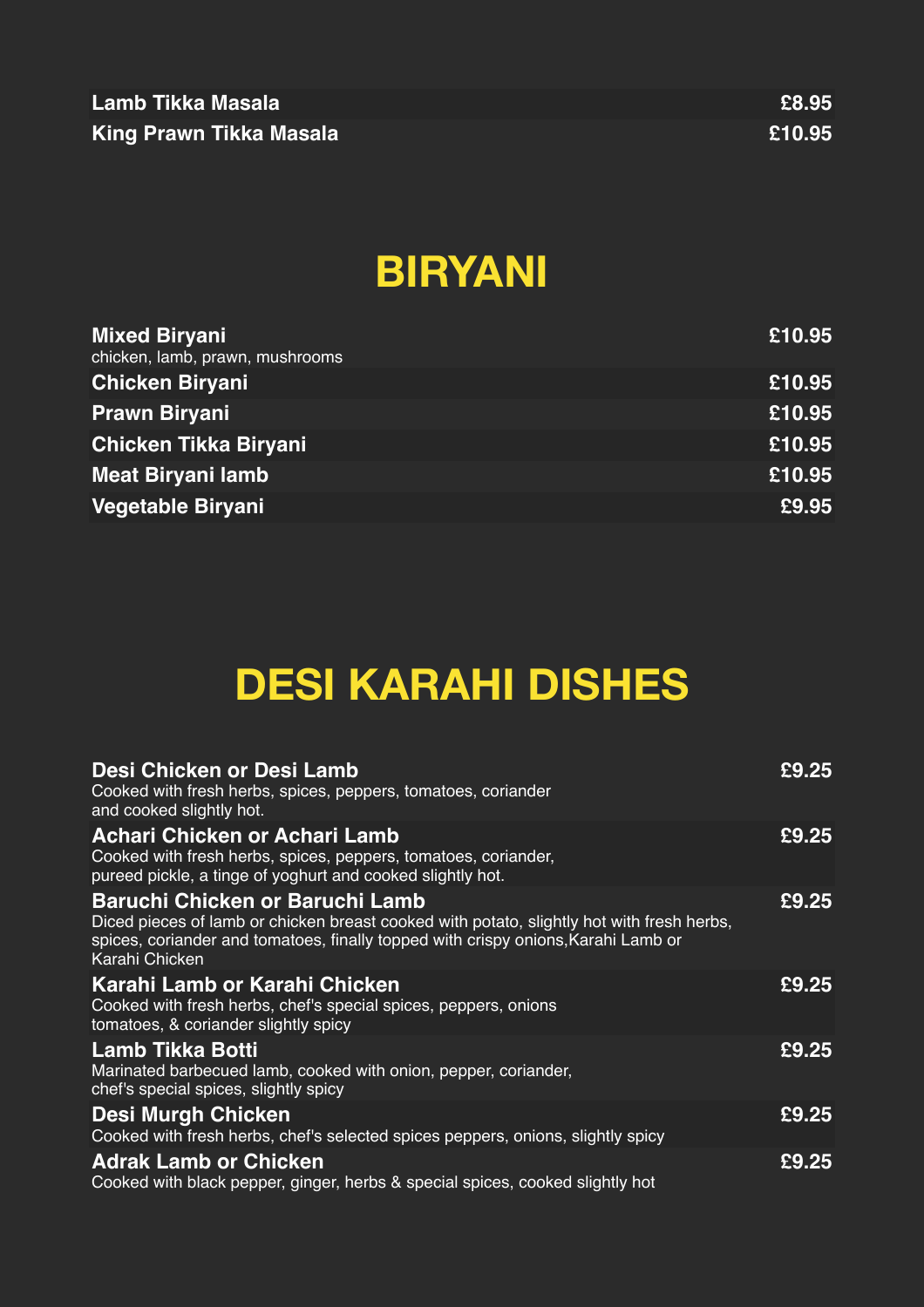| | |
|---|---|
| **Lamb Tikka Masala** | **£8.95** |
| **King Prawn Tikka Masala** | **£10.95** |

# BIRYANI

| | |
|---|---|
| **Mixed Biryani**<br>chicken, lamb, prawn, mushrooms | **£10.95** |
| **Chicken Biryani** | **£10.95** |
| **Prawn Biryani** | **£10.95** |
| **Chicken Tikka Biryani** | **£10.95** |
| **Meat Biryani lamb** | **£10.95** |
| **Vegetable Biryani** | **£9.95** |

# DESI KARAHI DISHES

| | |
|---|---|
| **Desi Chicken or Desi Lamb**<br>Cooked with fresh herbs, spices, peppers, tomatoes, coriander and cooked slightly hot. | **£9.25** |
| **Achari Chicken or Achari Lamb**<br>Cooked with fresh herbs, spices, peppers, tomatoes, coriander, pureed pickle, a tinge of yoghurt and cooked slightly hot. | **£9.25** |
| **Baruchi Chicken or Baruchi Lamb**<br>Diced pieces of lamb or chicken breast cooked with potato, slightly hot with fresh herbs, spices, coriander and tomatoes, finally topped with crispy onions,Karahi Lamb or Karahi Chicken | **£9.25** |
| **Karahi Lamb or Karahi Chicken**<br>Cooked with fresh herbs, chef's special spices, peppers, onions tomatoes, & coriander slightly spicy | **£9.25** |
| **Lamb Tikka Botti**<br>Marinated barbecued lamb, cooked with onion, pepper, coriander, chef's special spices, slightly spicy | **£9.25** |
| **Desi Murgh Chicken**<br>Cooked with fresh herbs, chef's selected spices peppers, onions, slightly spicy | **£9.25** |
| **Adrak Lamb or Chicken**<br>Cooked with black pepper, ginger, herbs & special spices, cooked slightly hot | **£9.25** |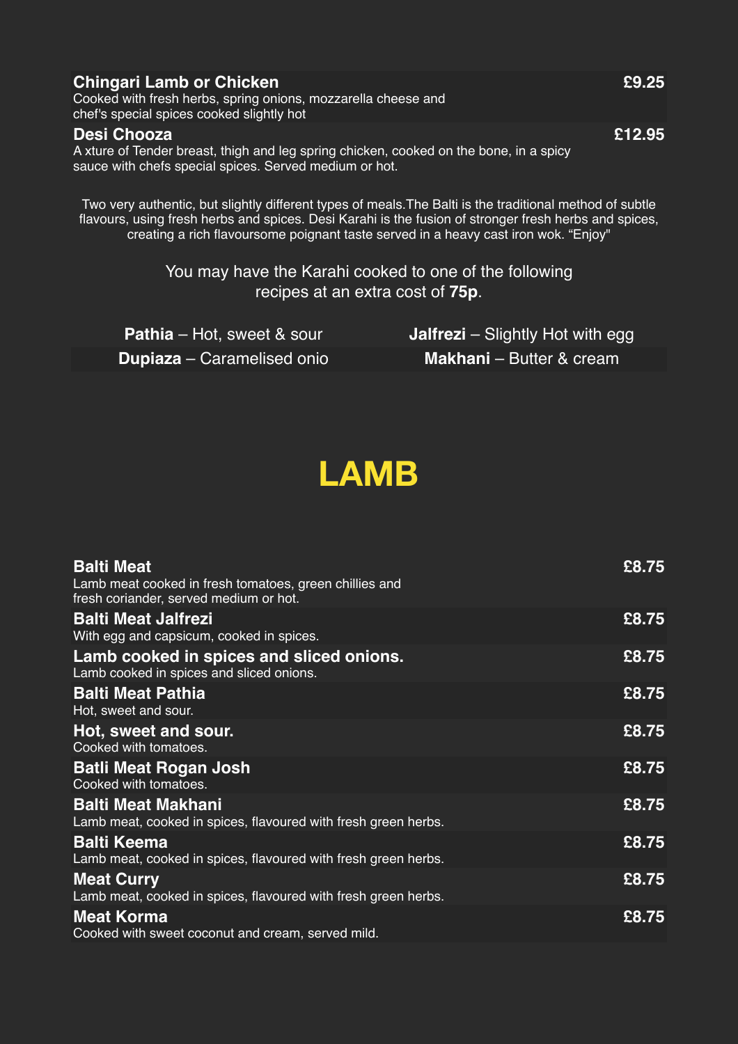**Chingari Lamb or Chicken** **£9.25**
Cooked with fresh herbs, spring onions, mozzarella cheese and chef's special spices cooked slightly hot

**Desi Chooza** **£12.95**
A xture of Tender breast, thigh and leg spring chicken, cooked on the bone, in a spicy sauce with chefs special spices. Served medium or hot.

Two very authentic, but slightly different types of meals.The Balti is the traditional method of subtle flavours, using fresh herbs and spices. Desi Karahi is the fusion of stronger fresh herbs and spices, creating a rich flavoursome poignant taste served in a heavy cast iron wok. "Enjoy"

You may have the Karahi cooked to one of the following recipes at an extra cost of **75p**.

| | |
|---|---|
| **Pathia** – Hot, sweet & sour | **Jalfrezi** – Slightly Hot with egg |
| **Dupiaza** – Caramelised onio | **Makhani** – Butter & cream |

# LAMB

**Balti Meat** **£8.75**
Lamb meat cooked in fresh tomatoes, green chillies and fresh coriander, served medium or hot.

**Balti Meat Jalfrezi** **£8.75**
With egg and capsicum, cooked in spices.

**Lamb cooked in spices and sliced onions.** **£8.75**
Lamb cooked in spices and sliced onions.

**Balti Meat Pathia** **£8.75**
Hot, sweet and sour.

**Hot, sweet and sour.** **£8.75**
Cooked with tomatoes.

**Batli Meat Rogan Josh** **£8.75**
Cooked with tomatoes.

**Balti Meat Makhani** **£8.75**
Lamb meat, cooked in spices, flavoured with fresh green herbs.

**Balti Keema** **£8.75**
Lamb meat, cooked in spices, flavoured with fresh green herbs.

**Meat Curry** **£8.75**
Lamb meat, cooked in spices, flavoured with fresh green herbs.

**Meat Korma** **£8.75**
Cooked with sweet coconut and cream, served mild.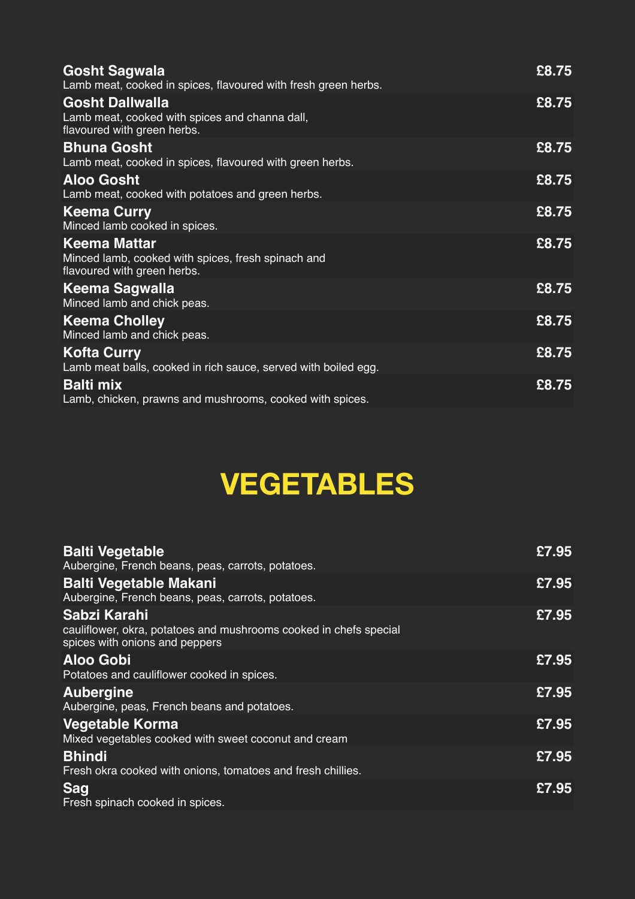**Gosht Sagwala** £8.75
Lamb meat, cooked in spices, flavoured with fresh green herbs.

**Gosht Dallwalla** £8.75
Lamb meat, cooked with spices and channa dall,
flavoured with green herbs.

**Bhuna Gosht** £8.75
Lamb meat, cooked in spices, flavoured with green herbs.

**Aloo Gosht** £8.75
Lamb meat, cooked with potatoes and green herbs.

**Keema Curry** £8.75
Minced lamb cooked in spices.

**Keema Mattar** £8.75
Minced lamb, cooked with spices, fresh spinach and
flavoured with green herbs.

**Keema Sagwalla** £8.75
Minced lamb and chick peas.

**Keema Cholley** £8.75
Minced lamb and chick peas.

**Kofta Curry** £8.75
Lamb meat balls, cooked in rich sauce, served with boiled egg.

**Balti mix** £8.75
Lamb, chicken, prawns and mushrooms, cooked with spices.

# VEGETABLES

**Balti Vegetable** £7.95
Aubergine, French beans, peas, carrots, potatoes.

**Balti Vegetable Makani** £7.95
Aubergine, French beans, peas, carrots, potatoes.

**Sabzi Karahi** £7.95
cauliflower, okra, potatoes and mushrooms cooked in chefs special
spices with onions and peppers

**Aloo Gobi** £7.95
Potatoes and cauliflower cooked in spices.

**Aubergine** £7.95
Aubergine, peas, French beans and potatoes.

**Vegetable Korma** £7.95
Mixed vegetables cooked with sweet coconut and cream

**Bhindi** £7.95
Fresh okra cooked with onions, tomatoes and fresh chillies.

**Sag** £7.95
Fresh spinach cooked in spices.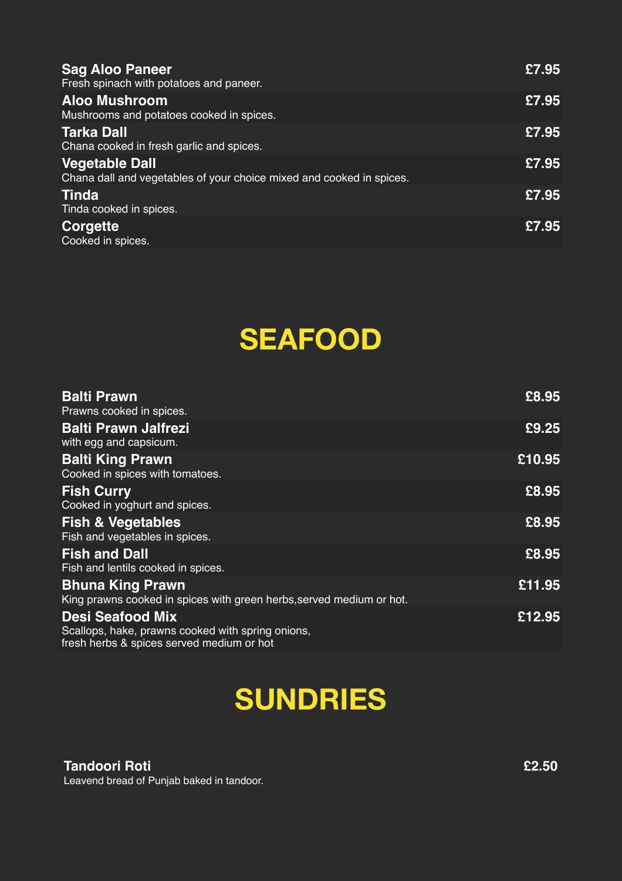**Sag Aloo Paneer** — £7.95
Fresh spinach with potatoes and paneer.

**Aloo Mushroom** — £7.95
Mushrooms and potatoes cooked in spices.

**Tarka Dall** — £7.95
Chana cooked in fresh garlic and spices.

**Vegetable Dall** — £7.95
Chana dall and vegetables of your choice mixed and cooked in spices.

**Tinda** — £7.95
Tinda cooked in spices.

**Corgette** — £7.95
Cooked in spices.

# SEAFOOD

**Balti Prawn** — £8.95
Prawns cooked in spices.

**Balti Prawn Jalfrezi** — £9.25
with egg and capsicum.

**Balti King Prawn** — £10.95
Cooked in spices with tomatoes.

**Fish Curry** — £8.95
Cooked in yoghurt and spices.

**Fish & Vegetables** — £8.95
Fish and vegetables in spices.

**Fish and Dall** — £8.95
Fish and lentils cooked in spices.

**Bhuna King Prawn** — £11.95
King prawns cooked in spices with green herbs,served medium or hot.

**Desi Seafood Mix** — £12.95
Scallops, hake, prawns cooked with spring onions,
fresh herbs & spices served medium or hot

# SUNDRIES

**Tandoori Roti** — £2.50
Leavend bread of Punjab baked in tandoor.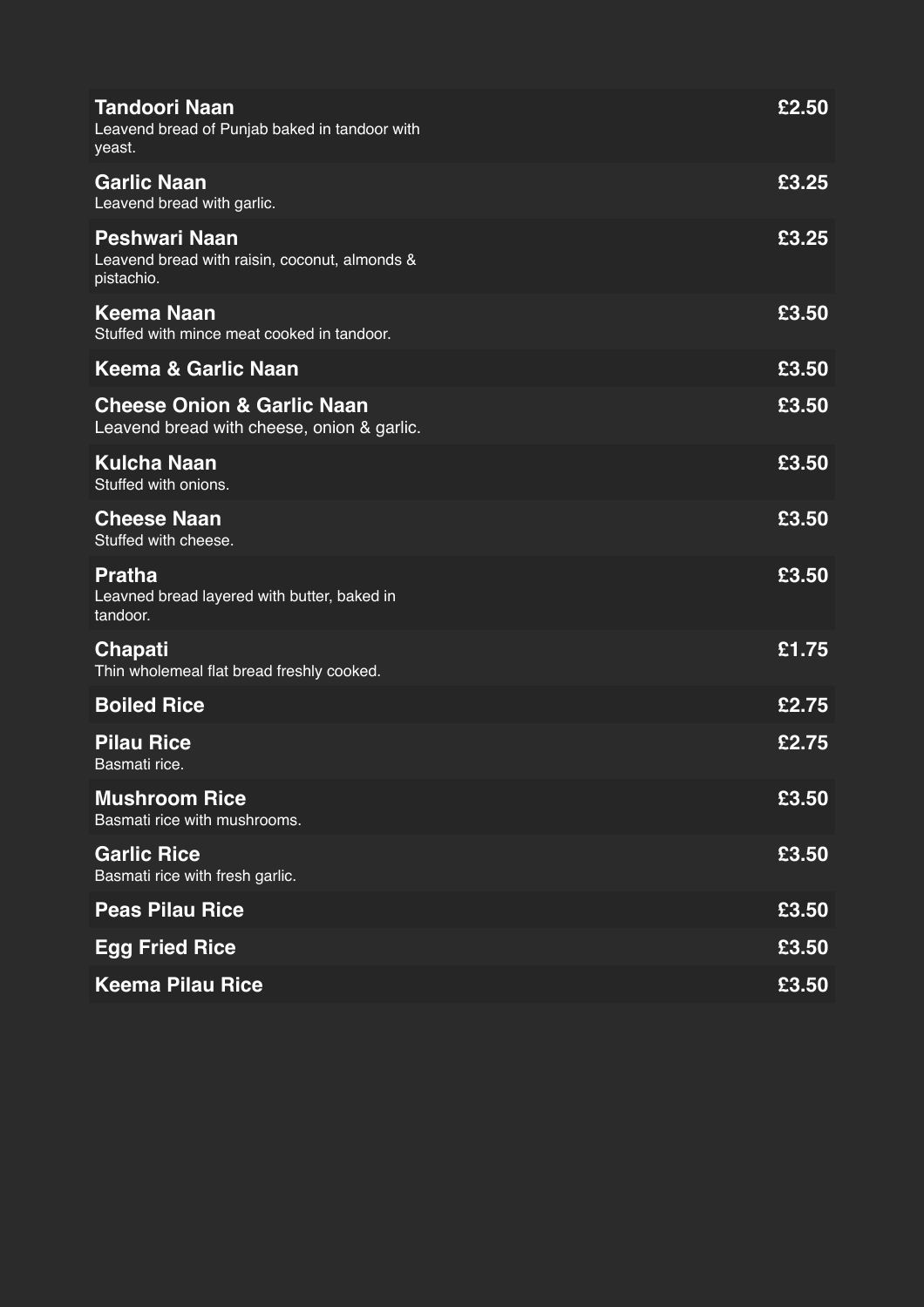**Tandoori Naan** £2.50
Leavend bread of Punjab baked in tandoor with yeast.

**Garlic Naan** £3.25
Leavend bread with garlic.

**Peshwari Naan** £3.25
Leavend bread with raisin, coconut, almonds & pistachio.

**Keema Naan** £3.50
Stuffed with mince meat cooked in tandoor.

**Keema & Garlic Naan** £3.50

**Cheese Onion & Garlic Naan** £3.50
Leavend bread with cheese, onion & garlic.

**Kulcha Naan** £3.50
Stuffed with onions.

**Cheese Naan** £3.50
Stuffed with cheese.

**Pratha** £3.50
Leavned bread layered with butter, baked in tandoor.

**Chapati** £1.75
Thin wholemeal flat bread freshly cooked.

**Boiled Rice** £2.75

**Pilau Rice** £2.75
Basmati rice.

**Mushroom Rice** £3.50
Basmati rice with mushrooms.

**Garlic Rice** £3.50
Basmati rice with fresh garlic.

**Peas Pilau Rice** £3.50

**Egg Fried Rice** £3.50

**Keema Pilau Rice** £3.50